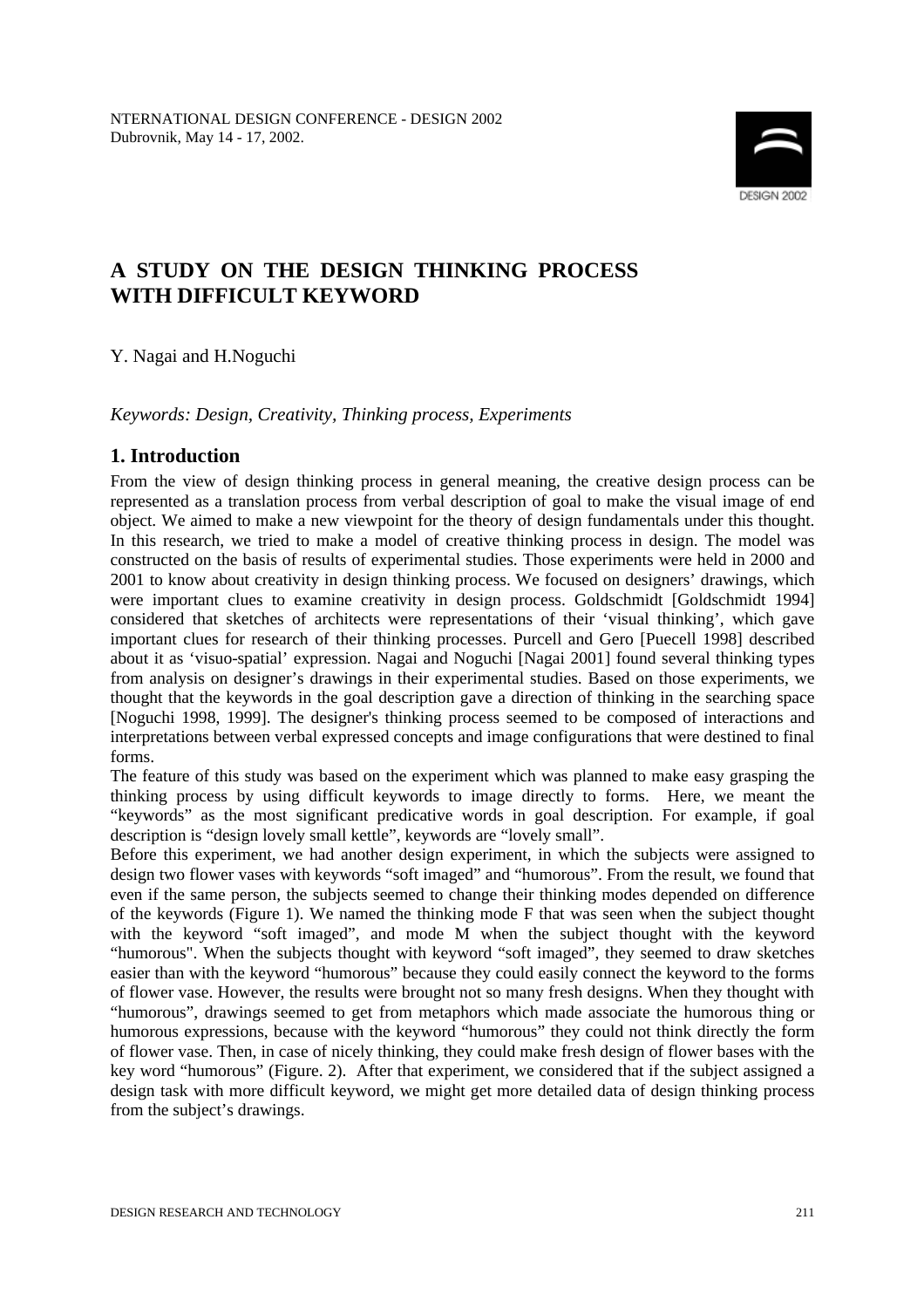NTERNATIONAL DESIGN CONFERENCE - DESIGN 2002
Dubrovnik, May 14 - 17, 2002.

# A STUDY ON THE DESIGN THINKING PROCESS WITH DIFFICULT KEYWORD

Y. Nagai and H.Noguchi

*Keywords: Design, Creativity, Thinking process, Experiments*

## 1. Introduction

From the view of design thinking process in general meaning, the creative design process can be represented as a translation process from verbal description of goal to make the visual image of end object. We aimed to make a new viewpoint for the theory of design fundamentals under this thought. In this research, we tried to make a model of creative thinking process in design. The model was constructed on the basis of results of experimental studies. Those experiments were held in 2000 and 2001 to know about creativity in design thinking process. We focused on designers' drawings, which were important clues to examine creativity in design process. Goldschmidt [Goldschmidt 1994] considered that sketches of architects were representations of their 'visual thinking', which gave important clues for research of their thinking processes. Purcell and Gero [Puecell 1998] described about it as 'visuo-spatial' expression. Nagai and Noguchi [Nagai 2001] found several thinking types from analysis on designer's drawings in their experimental studies. Based on those experiments, we thought that the keywords in the goal description gave a direction of thinking in the searching space [Noguchi 1998, 1999]. The designer's thinking process seemed to be composed of interactions and interpretations between verbal expressed concepts and image configurations that were destined to final forms.

The feature of this study was based on the experiment which was planned to make easy grasping the thinking process by using difficult keywords to image directly to forms. Here, we meant the "keywords" as the most significant predicative words in goal description. For example, if goal description is "design lovely small kettle", keywords are "lovely small".

Before this experiment, we had another design experiment, in which the subjects were assigned to design two flower vases with keywords "soft imaged" and "humorous". From the result, we found that even if the same person, the subjects seemed to change their thinking modes depended on difference of the keywords (Figure 1). We named the thinking mode F that was seen when the subject thought with the keyword "soft imaged", and mode M when the subject thought with the keyword "humorous". When the subjects thought with keyword "soft imaged", they seemed to draw sketches easier than with the keyword "humorous" because they could easily connect the keyword to the forms of flower vase. However, the results were brought not so many fresh designs. When they thought with "humorous", drawings seemed to get from metaphors which made associate the humorous thing or humorous expressions, because with the keyword "humorous" they could not think directly the form of flower vase. Then, in case of nicely thinking, they could make fresh design of flower bases with the key word "humorous" (Figure. 2). After that experiment, we considered that if the subject assigned a design task with more difficult keyword, we might get more detailed data of design thinking process from the subject's drawings.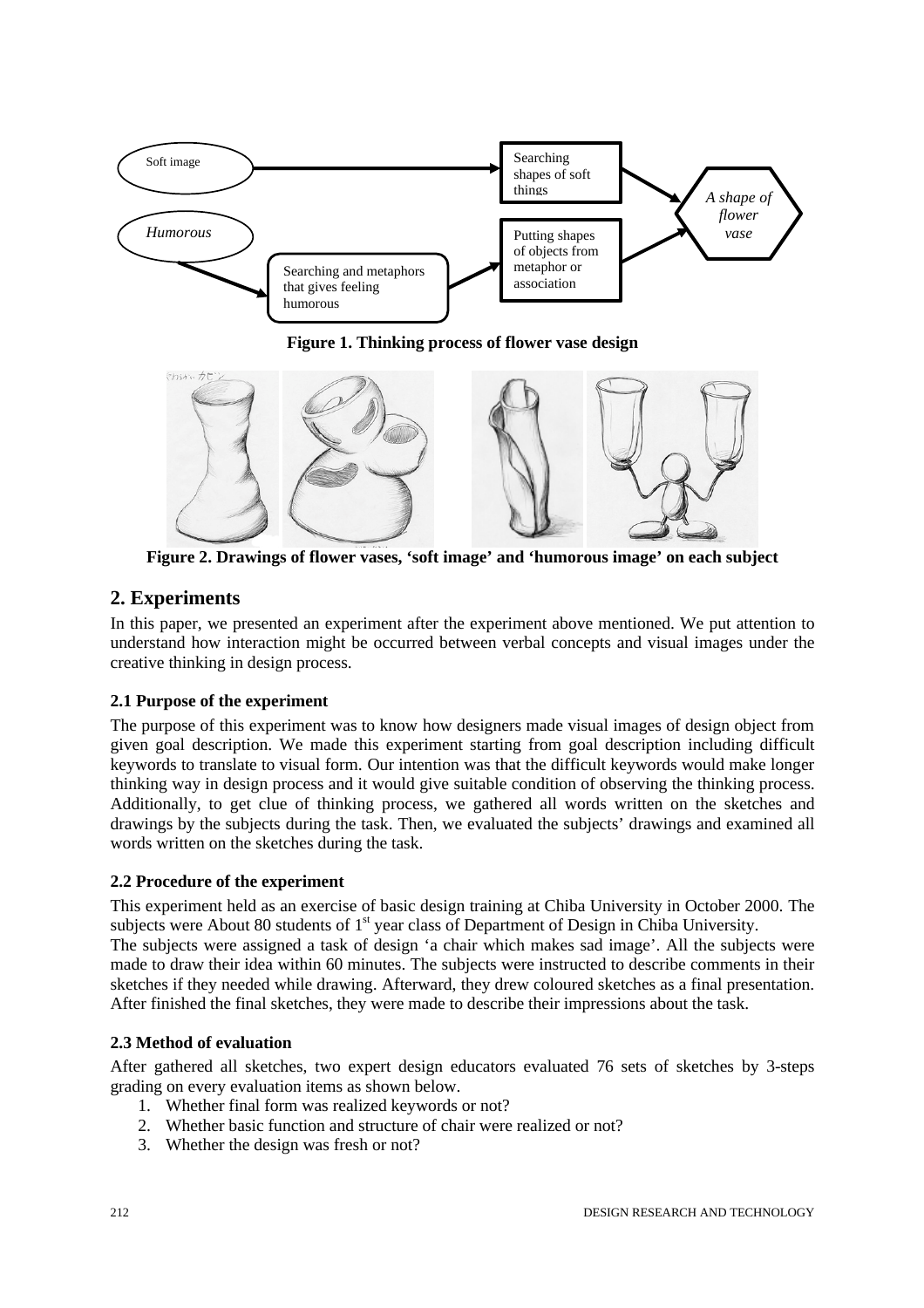Figure 1. Thinking process of flower vase design

Figure 2. Drawings of flower vases, 'soft image' and 'humorous image' on each subject

## 2. Experiments

In this paper, we presented an experiment after the experiment above mentioned. We put attention to understand how interaction might be occurred between verbal concepts and visual images under the creative thinking in design process.

### 2.1 Purpose of the experiment

The purpose of this experiment was to know how designers made visual images of design object from given goal description. We made this experiment starting from goal description including difficult keywords to translate to visual form. Our intention was that the difficult keywords would make longer thinking way in design process and it would give suitable condition of observing the thinking process. Additionally, to get clue of thinking process, we gathered all words written on the sketches and drawings by the subjects during the task. Then, we evaluated the subjects' drawings and examined all words written on the sketches during the task.

### 2.2 Procedure of the experiment

This experiment held as an exercise of basic design training at Chiba University in October 2000. The subjects were About 80 students of 1st year class of Department of Design in Chiba University.

The subjects were assigned a task of design 'a chair which makes sad image'. All the subjects were made to draw their idea within 60 minutes. The subjects were instructed to describe comments in their sketches if they needed while drawing. Afterward, they drew coloured sketches as a final presentation. After finished the final sketches, they were made to describe their impressions about the task.

### 2.3 Method of evaluation

After gathered all sketches, two expert design educators evaluated 76 sets of sketches by 3-steps grading on every evaluation items as shown below.

1. Whether final form was realized keywords or not?
2. Whether basic function and structure of chair were realized or not?
3. Whether the design was fresh or not?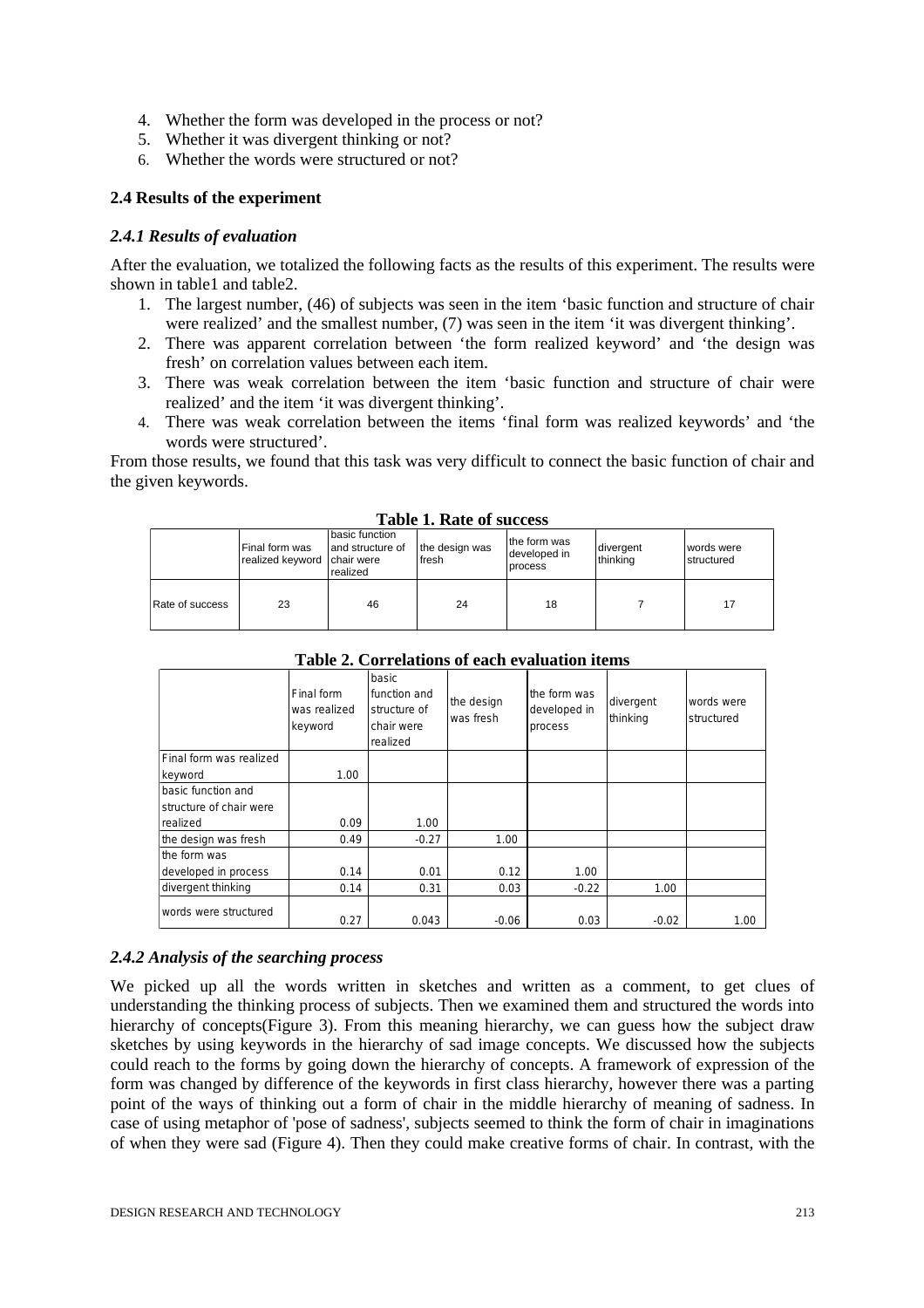4. Whether the form was developed in the process or not?
5. Whether it was divergent thinking or not?
6. Whether the words were structured or not?

### 2.4 Results of the experiment

#### *2.4.1 Results of evaluation*

After the evaluation, we totalized the following facts as the results of this experiment. The results were shown in table1 and table2.

1. The largest number, (46) of subjects was seen in the item 'basic function and structure of chair were realized' and the smallest number, (7) was seen in the item 'it was divergent thinking'.
2. There was apparent correlation between 'the form realized keyword' and 'the design was fresh' on correlation values between each item.
3. There was weak correlation between the item 'basic function and structure of chair were realized' and the item 'it was divergent thinking'.
4. There was weak correlation between the items 'final form was realized keywords' and 'the words were structured'.

From those results, we found that this task was very difficult to connect the basic function of chair and the given keywords.

**Table 1. Rate of success**

| | Final form was realized keyword | basic function and structure of chair were realized | the design was fresh | the form was developed in process | divergent thinking | words were structured |
|---|---|---|---|---|---|---|
| Rate of success | 23 | 46 | 24 | 18 | 7 | 17 |

**Table 2. Correlations of each evaluation items**

| | Final form was realized keyword | basic function and structure of chair were realized | the design was fresh | the form was developed in process | divergent thinking | words were structured |
|---|---|---|---|---|---|---|
| Final form was realized keyword | 1.00 | | | | | |
| basic function and structure of chair were realized | 0.09 | 1.00 | | | | |
| the design was fresh | 0.49 | -0.27 | 1.00 | | | |
| the form was developed in process | 0.14 | 0.01 | 0.12 | 1.00 | | |
| divergent thinking | 0.14 | 0.31 | 0.03 | -0.22 | 1.00 | |
| words were structured | 0.27 | 0.043 | -0.06 | 0.03 | -0.02 | 1.00 |

#### *2.4.2 Analysis of the searching process*

We picked up all the words written in sketches and written as a comment, to get clues of understanding the thinking process of subjects. Then we examined them and structured the words into hierarchy of concepts(Figure 3). From this meaning hierarchy, we can guess how the subject draw sketches by using keywords in the hierarchy of sad image concepts. We discussed how the subjects could reach to the forms by going down the hierarchy of concepts. A framework of expression of the form was changed by difference of the keywords in first class hierarchy, however there was a parting point of the ways of thinking out a form of chair in the middle hierarchy of meaning of sadness. In case of using metaphor of 'pose of sadness', subjects seemed to think the form of chair in imaginations of when they were sad (Figure 4). Then they could make creative forms of chair. In contrast, with the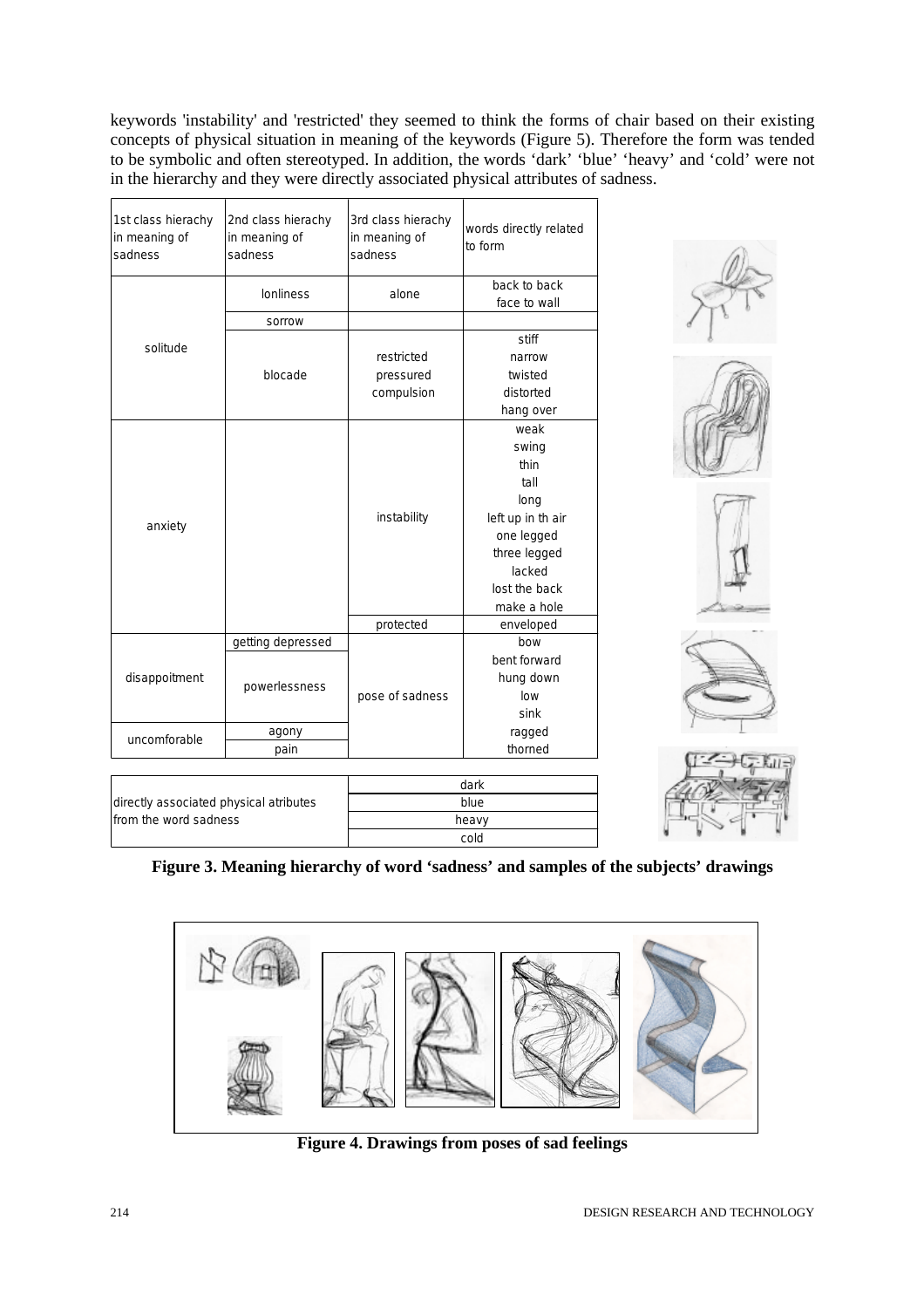keywords 'instability' and 'restricted' they seemed to think the forms of chair based on their existing concepts of physical situation in meaning of the keywords (Figure 5). Therefore the form was tended to be symbolic and often stereotyped. In addition, the words 'dark' 'blue' 'heavy' and 'cold' were not in the hierarchy and they were directly associated physical attributes of sadness.

| 1st class hierachy in meaning of sadness | 2nd class hierachy in meaning of sadness | 3rd class hierachy in meaning of sadness | words directly related to form |
|---|---|---|---|
| solitude | lonliness | alone | back to back face to wall |
| | sorrow | | |
| | blocade | restricted pressured compulsion | stiff narrow twisted distorted hang over |
| anxiety | | instability | weak swing thin tall long left up in th air one legged three legged lacked lost the back make a hole |
| | | protected | enveloped |
| disappoitment | getting depressed | pose of sadness | bow bent forward hung down low sink |
| | powerlessness | | |
| uncomforable | agony | | ragged |
| | pain | | thorned |

| directly associated physical atributes from the word sadness | |
|---|---|
| | dark |
| | blue |
| | heavy |
| | cold |

**Figure 3. Meaning hierarchy of word 'sadness' and samples of the subjects' drawings**

**Figure 4. Drawings from poses of sad feelings**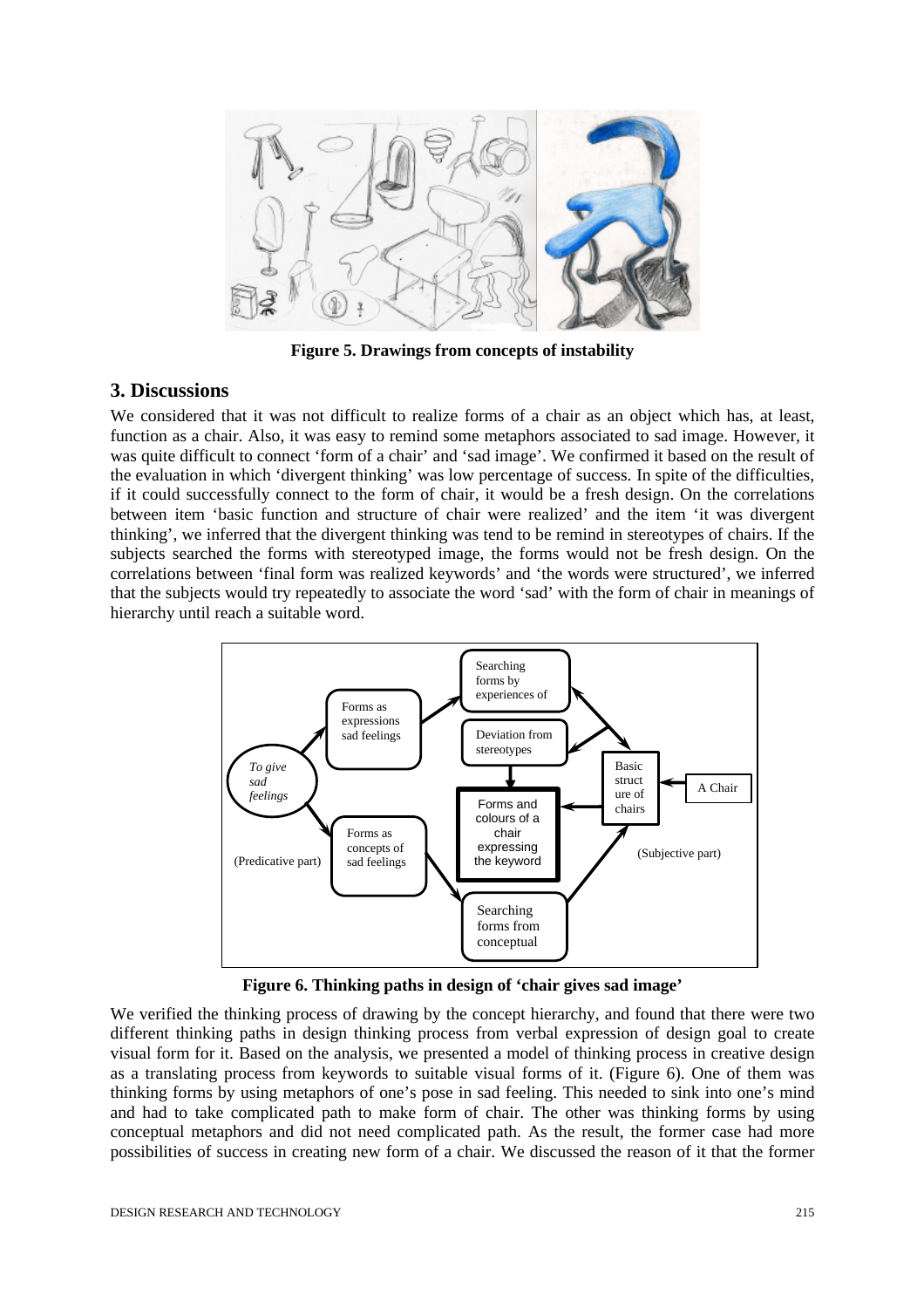Figure 5. Drawings from concepts of instability

## 3. Discussions

We considered that it was not difficult to realize forms of a chair as an object which has, at least, function as a chair. Also, it was easy to remind some metaphors associated to sad image. However, it was quite difficult to connect 'form of a chair' and 'sad image'. We confirmed it based on the result of the evaluation in which 'divergent thinking' was low percentage of success. In spite of the difficulties, if it could successfully connect to the form of chair, it would be a fresh design. On the correlations between item 'basic function and structure of chair were realized' and the item 'it was divergent thinking', we inferred that the divergent thinking was tend to be remind in stereotypes of chairs. If the subjects searched the forms with stereotyped image, the forms would not be fresh design. On the correlations between 'final form was realized keywords' and 'the words were structured', we inferred that the subjects would try repeatedly to associate the word 'sad' with the form of chair in meanings of hierarchy until reach a suitable word.

Figure 6. Thinking paths in design of 'chair gives sad image'

We verified the thinking process of drawing by the concept hierarchy, and found that there were two different thinking paths in design thinking process from verbal expression of design goal to create visual form for it. Based on the analysis, we presented a model of thinking process in creative design as a translating process from keywords to suitable visual forms of it. (Figure 6). One of them was thinking forms by using metaphors of one's pose in sad feeling. This needed to sink into one's mind and had to take complicated path to make form of chair. The other was thinking forms by using conceptual metaphors and did not need complicated path. As the result, the former case had more possibilities of success in creating new form of a chair. We discussed the reason of it that the former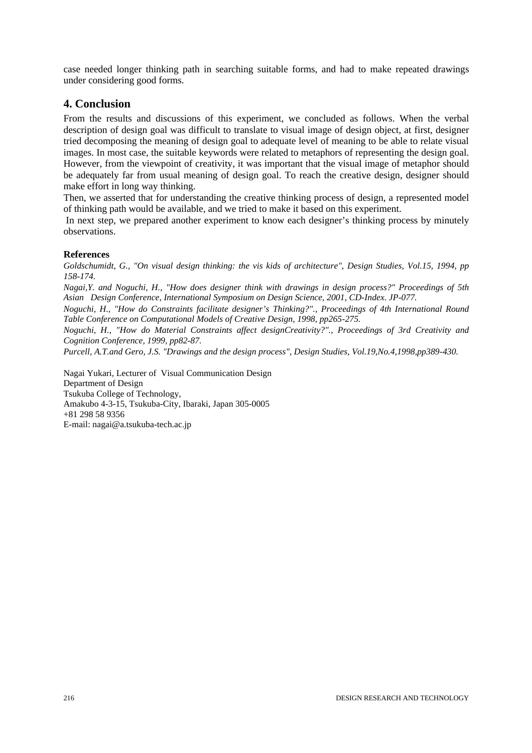case needed longer thinking path in searching suitable forms, and had to make repeated drawings under considering good forms.

## 4. Conclusion

From the results and discussions of this experiment, we concluded as follows. When the verbal description of design goal was difficult to translate to visual image of design object, at first, designer tried decomposing the meaning of design goal to adequate level of meaning to be able to relate visual images. In most case, the suitable keywords were related to metaphors of representing the design goal. However, from the viewpoint of creativity, it was important that the visual image of metaphor should be adequately far from usual meaning of design goal. To reach the creative design, designer should make effort in long way thinking.

Then, we asserted that for understanding the creative thinking process of design, a represented model of thinking path would be available, and we tried to make it based on this experiment.

In next step, we prepared another experiment to know each designer's thinking process by minutely observations.

**References**

*Goldschumidt, G., "On visual design thinking: the vis kids of architecture", Design Studies, Vol.15, 1994, pp 158-174.*

*Nagai,Y. and Noguchi, H., "How does designer think with drawings in design process?" Proceedings of 5th Asian Design Conference, International Symposium on Design Science, 2001, CD-Index. JP-077.*

*Noguchi, H., "How do Constraints facilitate designer's Thinking?"., Proceedings of 4th International Round Table Conference on Computational Models of Creative Design, 1998, pp265-275.*

*Noguchi, H., "How do Material Constraints affect designCreativity?"., Proceedings of 3rd Creativity and Cognition Conference, 1999, pp82-87.*

*Purcell, A.T.and Gero, J.S. "Drawings and the design process", Design Studies, Vol.19,No.4,1998,pp389-430.*

Nagai Yukari, Lecturer of Visual Communication Design
Department of Design
Tsukuba College of Technology,
Amakubo 4-3-15, Tsukuba-City, Ibaraki, Japan 305-0005
+81 298 58 9356
E-mail: nagai@a.tsukuba-tech.ac.jp